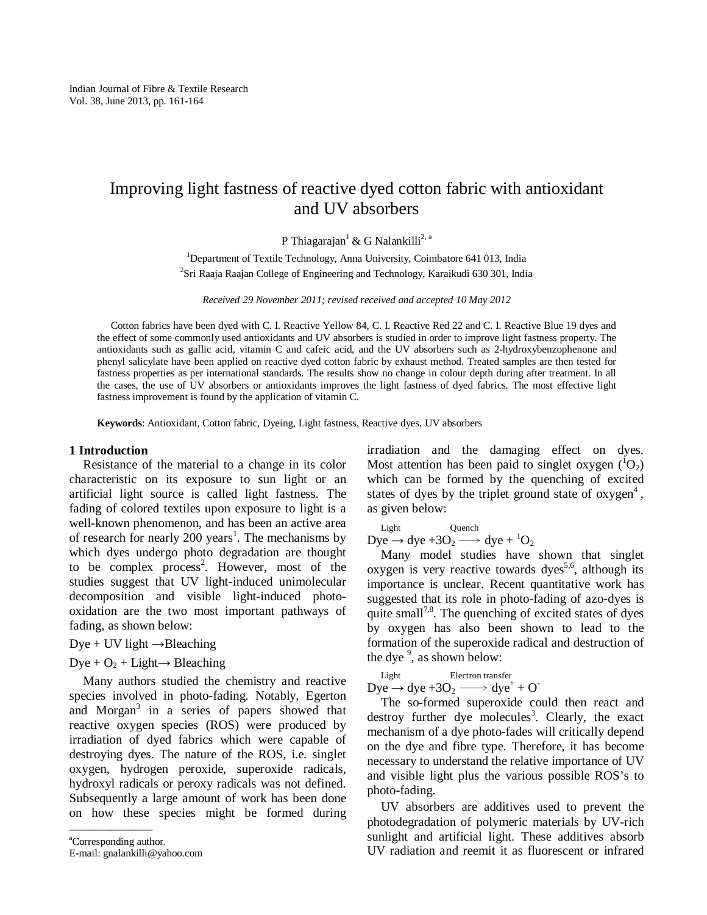# Improving light fastness of reactive dyed cotton fabric with antioxidant and UV absorbers

P Thiagarajan[1] & G Nalankilli[2, a]

[1]Department of Textile Technology, Anna University, Coimbatore 641 013, India

[2]Sri Raaja Raajan College of Engineering and Technology, Karaikudi 630 301, India

*Received 29 November 2011; revised received and accepted 10 May 2012*

Cotton fabrics have been dyed with C. I. Reactive Yellow 84, C. I. Reactive Red 22 and C. I. Reactive Blue 19 dyes and the effect of some commonly used antioxidants and UV absorbers is studied in order to improve light fastness property. The antioxidants such as gallic acid, vitamin C and cafeic acid, and the UV absorbers such as 2-hydroxybenzophenone and phenyl salicylate have been applied on reactive dyed cotton fabric by exhaust method. Treated samples are then tested for fastness properties as per international standards. The results show no change in colour depth during after treatment. In all the cases, the use of UV absorbers or antioxidants improves the light fastness of dyed fabrics. The most effective light fastness improvement is found by the application of vitamin C.

**Keywords**: Antioxidant, Cotton fabric, Dyeing, Light fastness, Reactive dyes, UV absorbers

## 1 Introduction

Resistance of the material to a change in its color characteristic on its exposure to sun light or an artificial light source is called light fastness. The fading of colored textiles upon exposure to light is a well-known phenomenon, and has been an active area of research for nearly 200 years[1]. The mechanisms by which dyes undergo photo degradation are thought to be complex process[2]. However, most of the studies suggest that UV light-induced unimolecular decomposition and visible light-induced photo-oxidation are the two most important pathways of fading, as shown below:

Dye + UV light $\rightarrow$ Bleaching

Dye + $O_2$ + Light $\rightarrow$ Bleaching

Many authors studied the chemistry and reactive species involved in photo-fading. Notably, Egerton and Morgan[3] in a series of papers showed that reactive oxygen species (ROS) were produced by irradiation of dyed fabrics which were capable of destroying dyes. The nature of the ROS, i.e. singlet oxygen, hydrogen peroxide, superoxide radicals, hydroxyl radicals or peroxy radicals was not defined. Subsequently a large amount of work has been done on how these species might be formed during irradiation and the damaging effect on dyes. Most attention has been paid to singlet oxygen ($^1O_2$) which can be formed by the quenching of excited states of dyes by the triplet ground state of oxygen[4], as given below:

$$\text{Dye} \xrightarrow{\text{Light}} \text{dye} + 3O_2 \xrightarrow{\text{Quench}} \text{dye} + {}^1O_2$$

Many model studies have shown that singlet oxygen is very reactive towards dyes[5,6], although its importance is unclear. Recent quantitative work has suggested that its role in photo-fading of azo-dyes is quite small[7,8]. The quenching of excited states of dyes by oxygen has also been shown to lead to the formation of the superoxide radical and destruction of the dye[9], as shown below:

$$\text{Dye} \xrightarrow{\text{Light}} \text{dye} + 3O_2 \xrightarrow{\text{Electron transfer}} \text{dye}^+ + O^-$$

The so-formed superoxide could then react and destroy further dye molecules[3]. Clearly, the exact mechanism of a dye photo-fades will critically depend on the dye and fibre type. Therefore, it has become necessary to understand the relative importance of UV and visible light plus the various possible ROS's to photo-fading.

UV absorbers are additives used to prevent the photodegradation of polymeric materials by UV-rich sunlight and artificial light. These additives absorb UV radiation and reemit it as fluorescent or infrared

---

[a]Corresponding author.
E-mail: gnalankilli@yahoo.com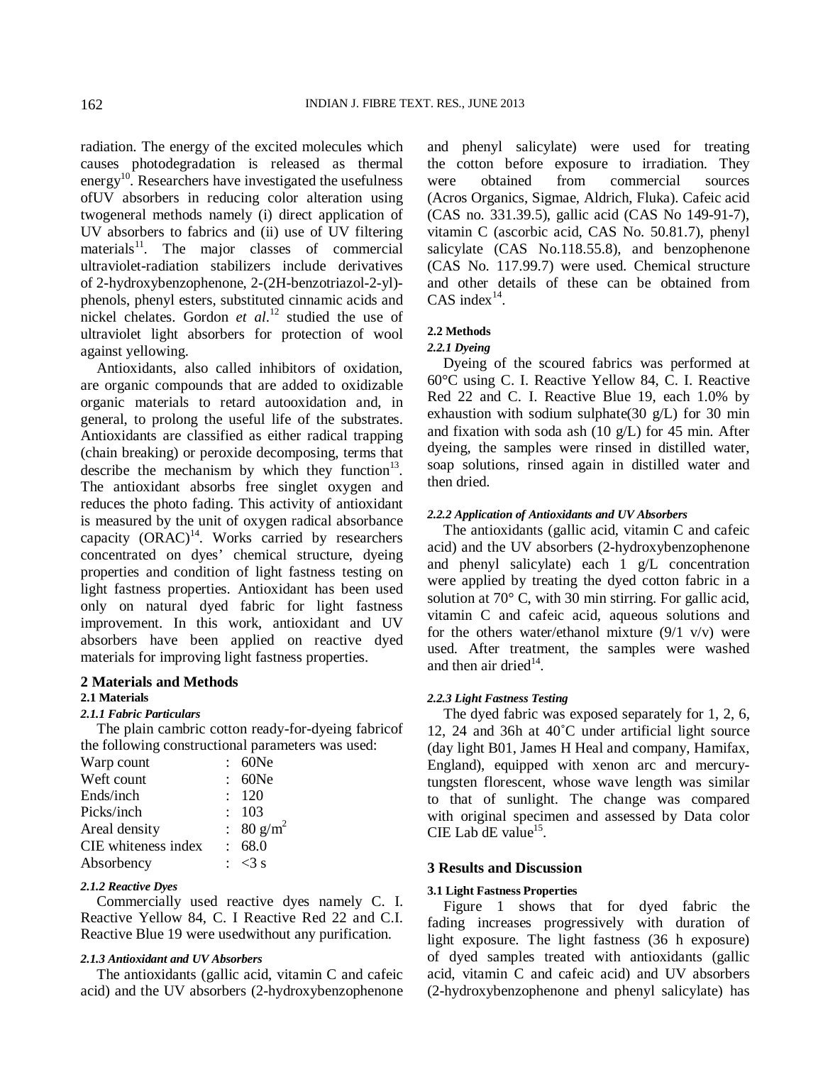radiation. The energy of the excited molecules which causes photodegradation is released as thermal energy[10]. Researchers have investigated the usefulness ofUV absorbers in reducing color alteration using twogeneral methods namely (i) direct application of UV absorbers to fabrics and (ii) use of UV filtering materials[11]. The major classes of commercial ultraviolet-radiation stabilizers include derivatives of 2-hydroxybenzophenone, 2-(2H-benzotriazol-2-yl)-phenols, phenyl esters, substituted cinnamic acids and nickel chelates. Gordon *et al.*[12] studied the use of ultraviolet light absorbers for protection of wool against yellowing.

Antioxidants, also called inhibitors of oxidation, are organic compounds that are added to oxidizable organic materials to retard autooxidation and, in general, to prolong the useful life of the substrates. Antioxidants are classified as either radical trapping (chain breaking) or peroxide decomposing, terms that describe the mechanism by which they function[13]. The antioxidant absorbs free singlet oxygen and reduces the photo fading. This activity of antioxidant is measured by the unit of oxygen radical absorbance capacity (ORAC)[14]. Works carried by researchers concentrated on dyes' chemical structure, dyeing properties and condition of light fastness testing on light fastness properties. Antioxidant has been used only on natural dyed fabric for light fastness improvement. In this work, antioxidant and UV absorbers have been applied on reactive dyed materials for improving light fastness properties.

## 2 Materials and Methods

### 2.1 Materials

#### *2.1.1 Fabric Particulars*

The plain cambric cotton ready-for-dyeing fabricof the following constructional parameters was used:

| | | |
|---|---|---|
| Warp count | : | 60Ne |
| Weft count | : | 60Ne |
| Ends/inch | : | 120 |
| Picks/inch | : | 103 |
| Areal density | : | 80 $g/m^2$ |
| CIE whiteness index | : | 68.0 |
| Absorbency | : | <3 s |

#### *2.1.2 Reactive Dyes*

Commercially used reactive dyes namely C. I. Reactive Yellow 84, C. I Reactive Red 22 and C.I. Reactive Blue 19 were usedwithout any purification.

#### *2.1.3 Antioxidant and UV Absorbers*

The antioxidants (gallic acid, vitamin C and cafeic acid) and the UV absorbers (2-hydroxybenzophenone and phenyl salicylate) were used for treating the cotton before exposure to irradiation. They were obtained from commercial sources (Acros Organics, Sigmae, Aldrich, Fluka). Cafeic acid (CAS no. 331.39.5), gallic acid (CAS No 149-91-7), vitamin C (ascorbic acid, CAS No. 50.81.7), phenyl salicylate (CAS No.118.55.8), and benzophenone (CAS No. 117.99.7) were used. Chemical structure and other details of these can be obtained from CAS index[14].

### 2.2 Methods

#### *2.2.1 Dyeing*

Dyeing of the scoured fabrics was performed at 60°C using C. I. Reactive Yellow 84, C. I. Reactive Red 22 and C. I. Reactive Blue 19, each 1.0% by exhaustion with sodium sulphate(30 g/L) for 30 min and fixation with soda ash (10 g/L) for 45 min. After dyeing, the samples were rinsed in distilled water, soap solutions, rinsed again in distilled water and then dried.

#### *2.2.2 Application of Antioxidants and UV Absorbers*

The antioxidants (gallic acid, vitamin C and cafeic acid) and the UV absorbers (2-hydroxybenzophenone and phenyl salicylate) each 1 g/L concentration were applied by treating the dyed cotton fabric in a solution at 70° C, with 30 min stirring. For gallic acid, vitamin C and cafeic acid, aqueous solutions and for the others water/ethanol mixture (9/1 v/v) were used. After treatment, the samples were washed and then air dried[14].

#### *2.2.3 Light Fastness Testing*

The dyed fabric was exposed separately for 1, 2, 6, 12, 24 and 36h at 40˚C under artificial light source (day light B01, James H Heal and company, Hamifax, England), equipped with xenon arc and mercury-tungsten florescent, whose wave length was similar to that of sunlight. The change was compared with original specimen and assessed by Data color CIE Lab dE value[15].

## 3 Results and Discussion

### 3.1 Light Fastness Properties

Figure 1 shows that for dyed fabric the fading increases progressively with duration of light exposure. The light fastness (36 h exposure) of dyed samples treated with antioxidants (gallic acid, vitamin C and cafeic acid) and UV absorbers (2-hydroxybenzophenone and phenyl salicylate) has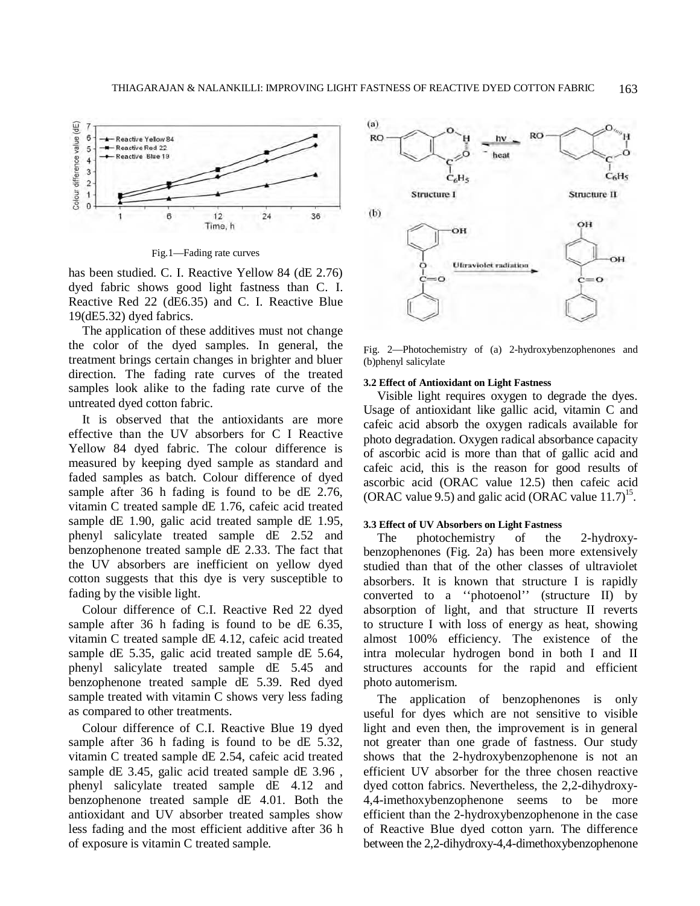Fig.1—Fading rate curves

has been studied. C. I. Reactive Yellow 84 (dE 2.76) dyed fabric shows good light fastness than C. I. Reactive Red 22 (dE6.35) and C. I. Reactive Blue 19(dE5.32) dyed fabrics.

The application of these additives must not change the color of the dyed samples. In general, the treatment brings certain changes in brighter and bluer direction. The fading rate curves of the treated samples look alike to the fading rate curve of the untreated dyed cotton fabric.

It is observed that the antioxidants are more effective than the UV absorbers for C I Reactive Yellow 84 dyed fabric. The colour difference is measured by keeping dyed sample as standard and faded samples as batch. Colour difference of dyed sample after 36 h fading is found to be dE 2.76, vitamin C treated sample dE 1.76, cafeic acid treated sample dE 1.90, galic acid treated sample dE 1.95, phenyl salicylate treated sample dE 2.52 and benzophenone treated sample dE 2.33. The fact that the UV absorbers are inefficient on yellow dyed cotton suggests that this dye is very susceptible to fading by the visible light.

Colour difference of C.I. Reactive Red 22 dyed sample after 36 h fading is found to be dE 6.35, vitamin C treated sample dE 4.12, cafeic acid treated sample dE 5.35, galic acid treated sample dE 5.64, phenyl salicylate treated sample dE 5.45 and benzophenone treated sample dE 5.39. Red dyed sample treated with vitamin C shows very less fading as compared to other treatments.

Colour difference of C.I. Reactive Blue 19 dyed sample after 36 h fading is found to be dE 5.32, vitamin C treated sample dE 2.54, cafeic acid treated sample dE 3.45, galic acid treated sample dE 3.96 , phenyl salicylate treated sample dE 4.12 and benzophenone treated sample dE 4.01. Both the antioxidant and UV absorber treated samples show less fading and the most efficient additive after 36 h of exposure is vitamin C treated sample.

Fig. 2—Photochemistry of (a) 2-hydroxybenzophenones and (b)phenyl salicylate

### 3.2 Effect of Antioxidant on Light Fastness

Visible light requires oxygen to degrade the dyes. Usage of antioxidant like gallic acid, vitamin C and cafeic acid absorb the oxygen radicals available for photo degradation. Oxygen radical absorbance capacity of ascorbic acid is more than that of gallic acid and cafeic acid, this is the reason for good results of ascorbic acid (ORAC value 12.5) then cafeic acid (ORAC value 9.5) and galic acid (ORAC value 11.7)[15].

### 3.3 Effect of UV Absorbers on Light Fastness

The photochemistry of the 2-hydroxybenzophenones (Fig. 2a) has been more extensively studied than that of the other classes of ultraviolet absorbers. It is known that structure I is rapidly converted to a ''photoenol'' (structure II) by absorption of light, and that structure II reverts to structure I with loss of energy as heat, showing almost 100% efficiency. The existence of the intra molecular hydrogen bond in both I and II structures accounts for the rapid and efficient photo automerism.

The application of benzophenones is only useful for dyes which are not sensitive to visible light and even then, the improvement is in general not greater than one grade of fastness. Our study shows that the 2-hydroxybenzophenone is not an efficient UV absorber for the three chosen reactive dyed cotton fabrics. Nevertheless, the 2,2-dihydroxy-4,4-imethoxybenzophenone seems to be more efficient than the 2-hydroxybenzophenone in the case of Reactive Blue dyed cotton yarn. The difference between the 2,2-dihydroxy-4,4-dimethoxybenzophenone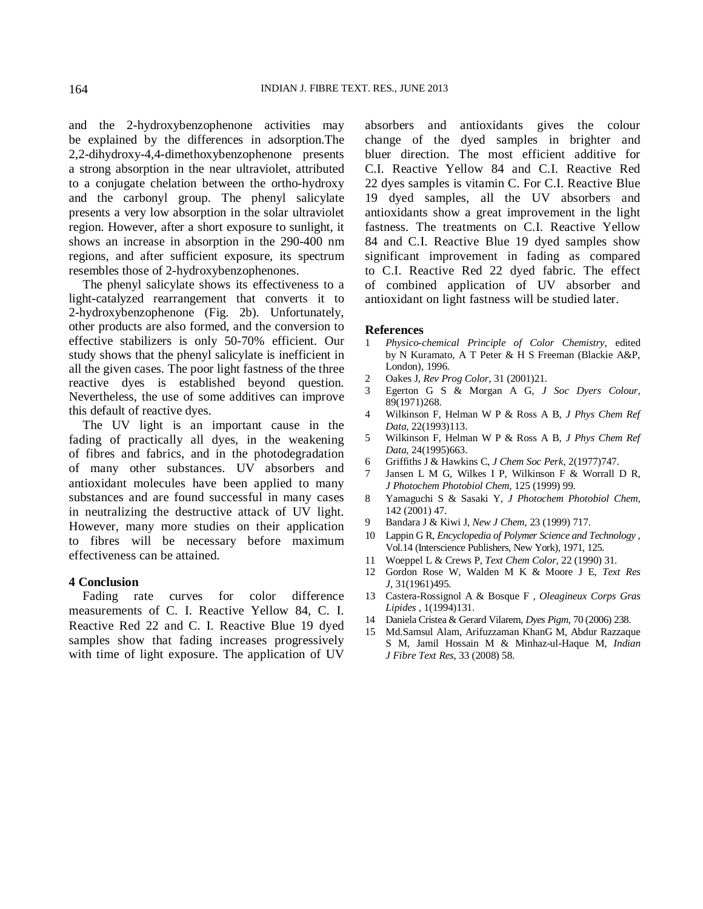and the 2-hydroxybenzophenone activities may be explained by the differences in adsorption.The 2,2-dihydroxy-4,4-dimethoxybenzophenone presents a strong absorption in the near ultraviolet, attributed to a conjugate chelation between the ortho-hydroxy and the carbonyl group. The phenyl salicylate presents a very low absorption in the solar ultraviolet region. However, after a short exposure to sunlight, it shows an increase in absorption in the 290-400 nm regions, and after sufficient exposure, its spectrum resembles those of 2-hydroxybenzophenones.

The phenyl salicylate shows its effectiveness to a light-catalyzed rearrangement that converts it to 2-hydroxybenzophenone (Fig. 2b). Unfortunately, other products are also formed, and the conversion to effective stabilizers is only 50-70% efficient. Our study shows that the phenyl salicylate is inefficient in all the given cases. The poor light fastness of the three reactive dyes is established beyond question. Nevertheless, the use of some additives can improve this default of reactive dyes.

The UV light is an important cause in the fading of practically all dyes, in the weakening of fibres and fabrics, and in the photodegradation of many other substances. UV absorbers and antioxidant molecules have been applied to many substances and are found successful in many cases in neutralizing the destructive attack of UV light. However, many more studies on their application to fibres will be necessary before maximum effectiveness can be attained.

## 4 Conclusion

Fading rate curves for color difference measurements of C. I. Reactive Yellow 84, C. I. Reactive Red 22 and C. I. Reactive Blue 19 dyed samples show that fading increases progressively with time of light exposure. The application of UV absorbers and antioxidants gives the colour change of the dyed samples in brighter and bluer direction. The most efficient additive for C.I. Reactive Yellow 84 and C.I. Reactive Red 22 dyes samples is vitamin C. For C.I. Reactive Blue 19 dyed samples, all the UV absorbers and antioxidants show a great improvement in the light fastness. The treatments on C.I. Reactive Yellow 84 and C.I. Reactive Blue 19 dyed samples show significant improvement in fading as compared to C.I. Reactive Red 22 dyed fabric. The effect of combined application of UV absorber and antioxidant on light fastness will be studied later.

## References

1. *Physico-chemical Principle of Color Chemistry*, edited by N Kuramato, A T Peter & H S Freeman (Blackie A&P, London), 1996.
2. Oakes J, *Rev Prog Color*, 31 (2001)21.
3. Egerton G S & Morgan A G, *J Soc Dyers Colour*, 89(1971)268.
4. Wilkinson F, Helman W P & Ross A B, *J Phys Chem Ref Data*, 22(1993)113.
5. Wilkinson F, Helman W P & Ross A B, *J Phys Chem Ref Data*, 24(1995)663.
6. Griffiths J & Hawkins C, *J Chem Soc Perk*, 2(1977)747.
7. Jansen L M G, Wilkes I P, Wilkinson F & Worrall D R, *J Photochem Photobiol Chem*, 125 (1999) 99.
8. Yamaguchi S & Sasaki Y, *J Photochem Photobiol Chem*, 142 (2001) 47.
9. Bandara J & Kiwi J, *New J Chem*, 23 (1999) 717.
10. Lappin G R, *Encyclopedia of Polymer Science and Technology* , Vol.14 (Interscience Publishers, New York), 1971, 125.
11. Woeppel L & Crews P, *Text Chem Color*, 22 (1990) 31.
12. Gordon Rose W, Walden M K & Moore J E, *Text Res J*, 31(1961)495.
13. Castera-Rossignol A & Bosque F , *Oleagineux Corps Gras Lipides* , 1(1994)131.
14. Daniela Cristea & Gerard Vilarem, *Dyes Pigm*, 70 (2006) 238.
15. Md.Samsul Alam, Arifuzzaman KhanG M, Abdur Razzaque S M, Jamil Hossain M & Minhaz-ul-Haque M, *Indian J Fibre Text Res*, 33 (2008) 58.